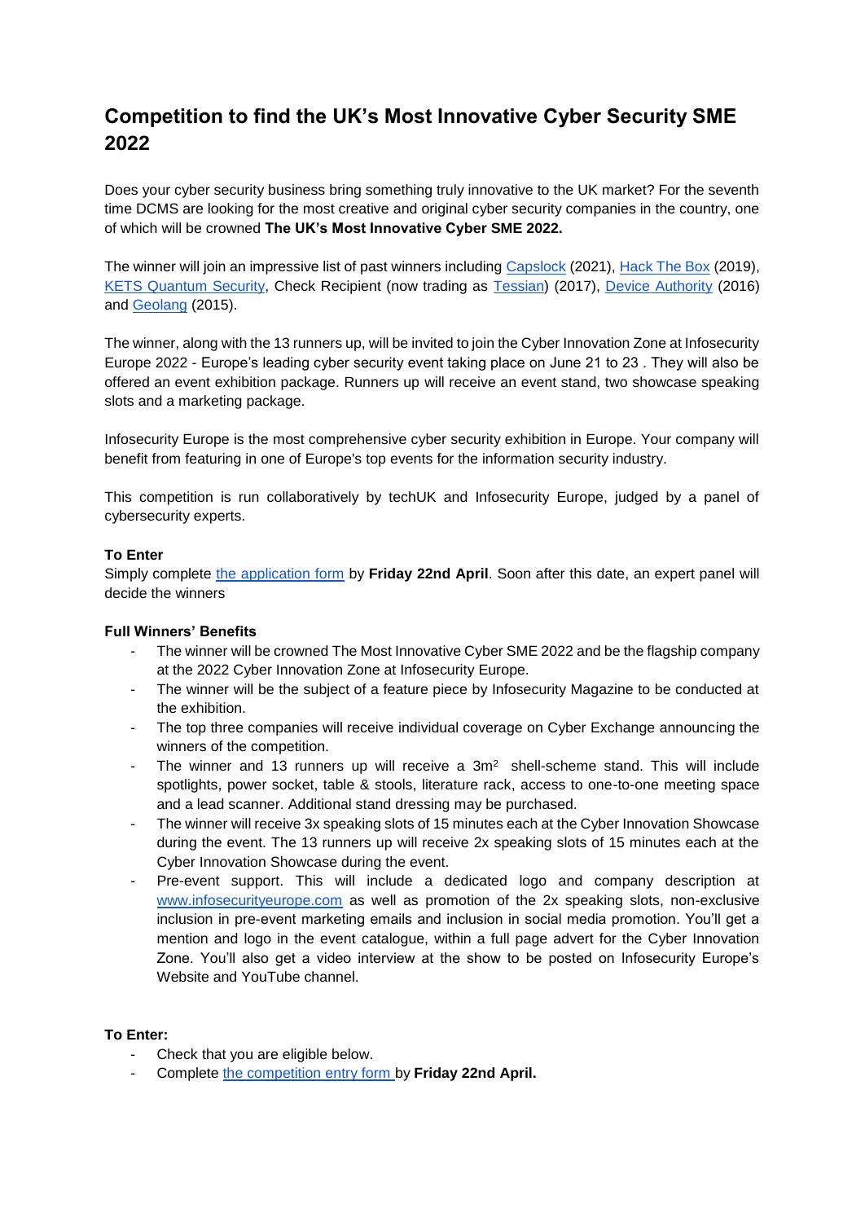# Competition to find the UK's Most Innovative Cyber Security SME 2022

Does your cyber security business bring something truly innovative to the UK market? For the seventh time DCMS are looking for the most creative and original cyber security companies in the country, one of which will be crowned **The UK's Most Innovative Cyber SME 2022.**

The winner will join an impressive list of past winners including Capslock (2021), Hack The Box (2019), KETS Quantum Security, Check Recipient (now trading as Tessian) (2017), Device Authority (2016) and Geolang (2015).

The winner, along with the 13 runners up, will be invited to join the Cyber Innovation Zone at Infosecurity Europe 2022 - Europe's leading cyber security event taking place on June 21 to 23 . They will also be offered an event exhibition package. Runners up will receive an event stand, two showcase speaking slots and a marketing package.

Infosecurity Europe is the most comprehensive cyber security exhibition in Europe. Your company will benefit from featuring in one of Europe's top events for the information security industry.

This competition is run collaboratively by techUK and Infosecurity Europe, judged by a panel of cybersecurity experts.

**To Enter**

Simply complete the application form by **Friday 22nd April**. Soon after this date, an expert panel will decide the winners

**Full Winners' Benefits**

- The winner will be crowned The Most Innovative Cyber SME 2022 and be the flagship company at the 2022 Cyber Innovation Zone at Infosecurity Europe.
- The winner will be the subject of a feature piece by Infosecurity Magazine to be conducted at the exhibition.
- The top three companies will receive individual coverage on Cyber Exchange announcing the winners of the competition.
- The winner and 13 runners up will receive a $3m^2$ shell-scheme stand. This will include spotlights, power socket, table & stools, literature rack, access to one-to-one meeting space and a lead scanner. Additional stand dressing may be purchased.
- The winner will receive 3x speaking slots of 15 minutes each at the Cyber Innovation Showcase during the event. The 13 runners up will receive 2x speaking slots of 15 minutes each at the Cyber Innovation Showcase during the event.
- Pre-event support. This will include a dedicated logo and company description at www.infosecurityeurope.com as well as promotion of the 2x speaking slots, non-exclusive inclusion in pre-event marketing emails and inclusion in social media promotion. You'll get a mention and logo in the event catalogue, within a full page advert for the Cyber Innovation Zone. You'll also get a video interview at the show to be posted on Infosecurity Europe's Website and YouTube channel.

**To Enter:**

- Check that you are eligible below.
- Complete the competition entry form by **Friday 22nd April.**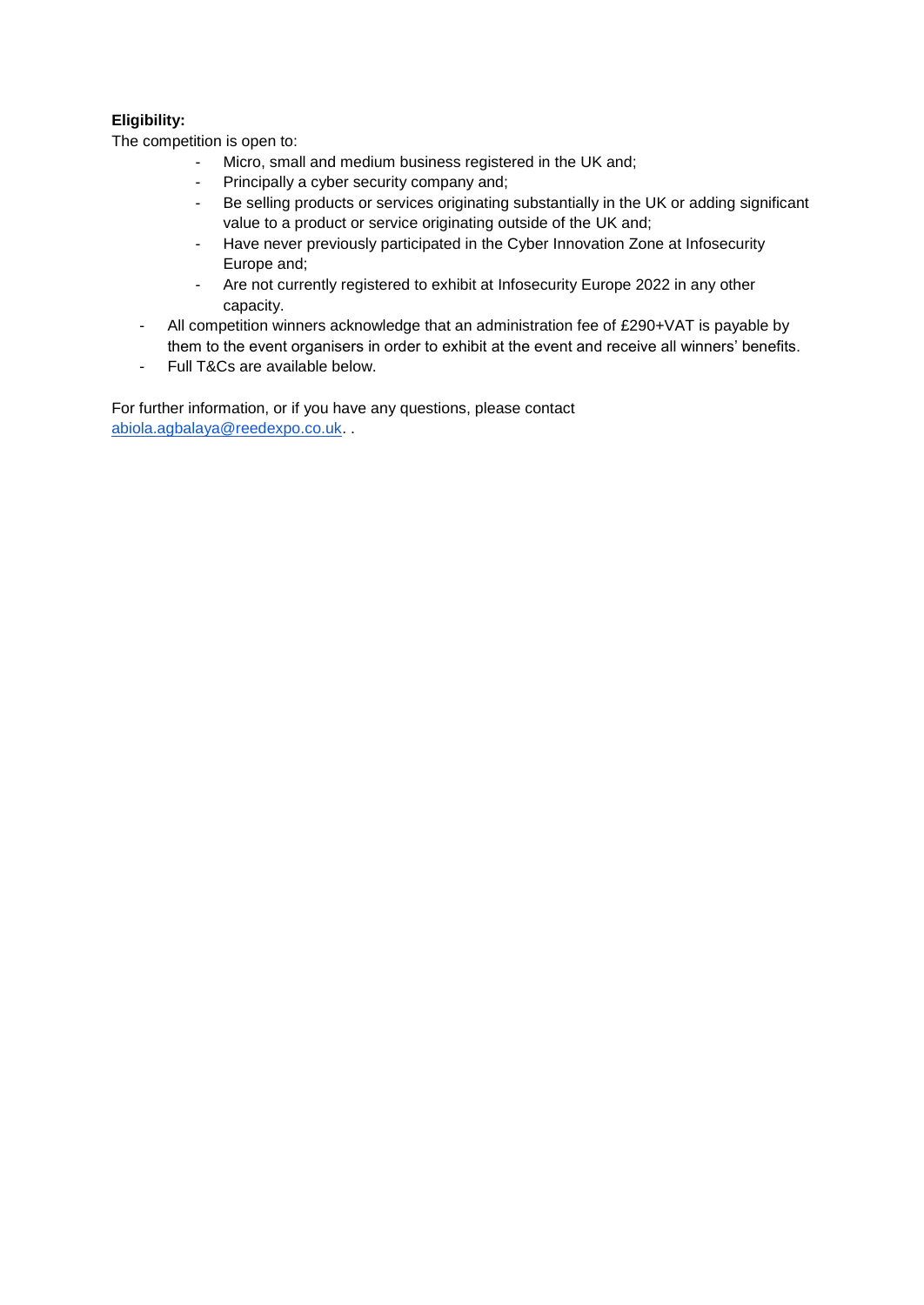**Eligibility:**

The competition is open to:

- Micro, small and medium business registered in the UK and;
- Principally a cyber security company and;
- Be selling products or services originating substantially in the UK or adding significant value to a product or service originating outside of the UK and;
- Have never previously participated in the Cyber Innovation Zone at Infosecurity Europe and;
- Are not currently registered to exhibit at Infosecurity Europe 2022 in any other capacity.

- All competition winners acknowledge that an administration fee of £290+VAT is payable by them to the event organisers in order to exhibit at the event and receive all winners' benefits.
- Full T&Cs are available below.

For further information, or if you have any questions, please contact abiola.agbalaya@reedexpo.co.uk. .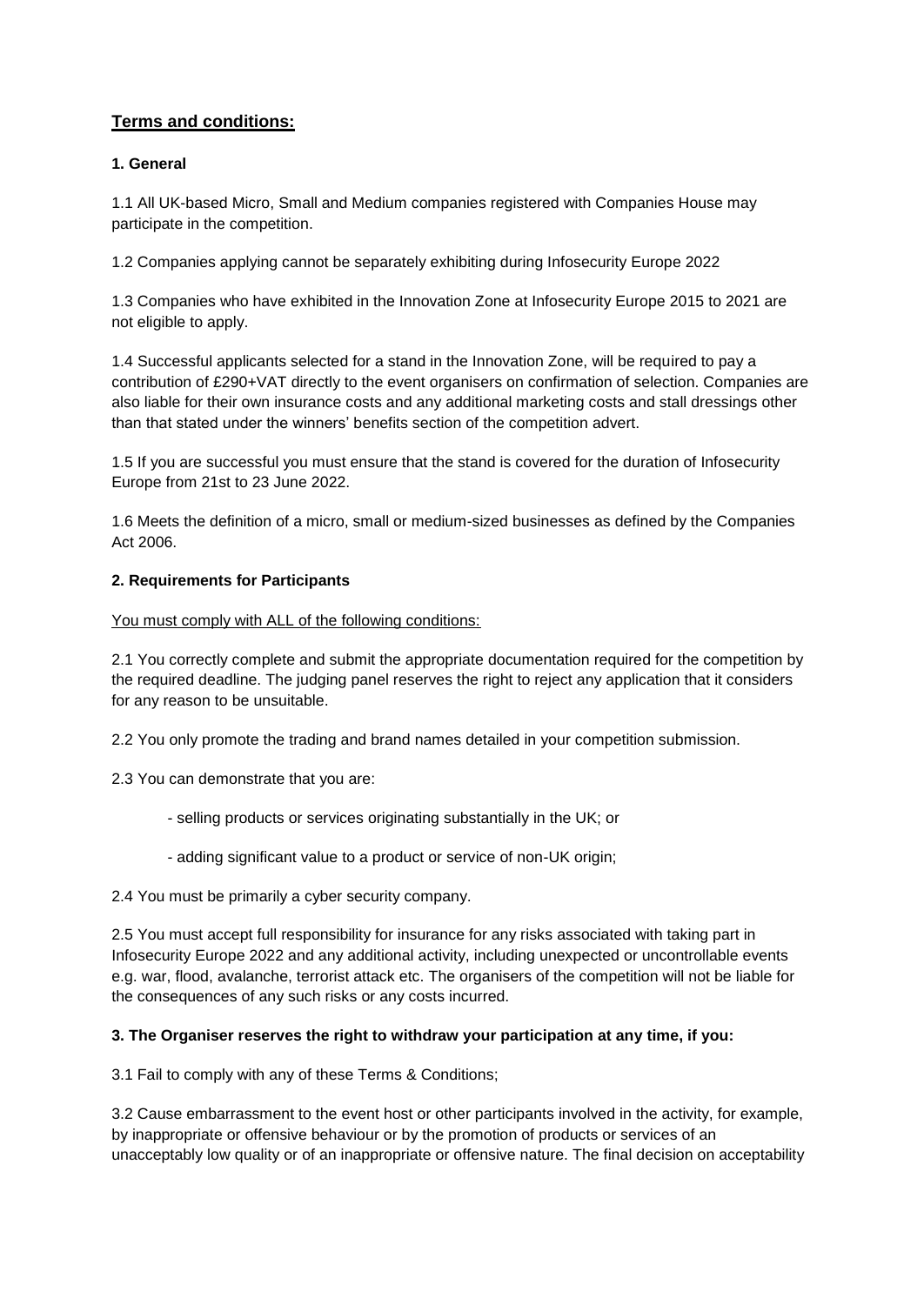## Terms and conditions:

### 1. General

1.1 All UK-based Micro, Small and Medium companies registered with Companies House may participate in the competition.

1.2 Companies applying cannot be separately exhibiting during Infosecurity Europe 2022

1.3 Companies who have exhibited in the Innovation Zone at Infosecurity Europe 2015 to 2021 are not eligible to apply.

1.4 Successful applicants selected for a stand in the Innovation Zone, will be required to pay a contribution of £290+VAT directly to the event organisers on confirmation of selection. Companies are also liable for their own insurance costs and any additional marketing costs and stall dressings other than that stated under the winners' benefits section of the competition advert.

1.5 If you are successful you must ensure that the stand is covered for the duration of Infosecurity Europe from 21st to 23 June 2022.

1.6 Meets the definition of a micro, small or medium-sized businesses as defined by the Companies Act 2006.

### 2. Requirements for Participants

You must comply with ALL of the following conditions:

2.1 You correctly complete and submit the appropriate documentation required for the competition by the required deadline. The judging panel reserves the right to reject any application that it considers for any reason to be unsuitable.

2.2 You only promote the trading and brand names detailed in your competition submission.

2.3 You can demonstrate that you are:

- selling products or services originating substantially in the UK; or
- adding significant value to a product or service of non-UK origin;

2.4 You must be primarily a cyber security company.

2.5 You must accept full responsibility for insurance for any risks associated with taking part in Infosecurity Europe 2022 and any additional activity, including unexpected or uncontrollable events e.g. war, flood, avalanche, terrorist attack etc. The organisers of the competition will not be liable for the consequences of any such risks or any costs incurred.

### 3. The Organiser reserves the right to withdraw your participation at any time, if you:

3.1 Fail to comply with any of these Terms & Conditions;

3.2 Cause embarrassment to the event host or other participants involved in the activity, for example, by inappropriate or offensive behaviour or by the promotion of products or services of an unacceptably low quality or of an inappropriate or offensive nature. The final decision on acceptability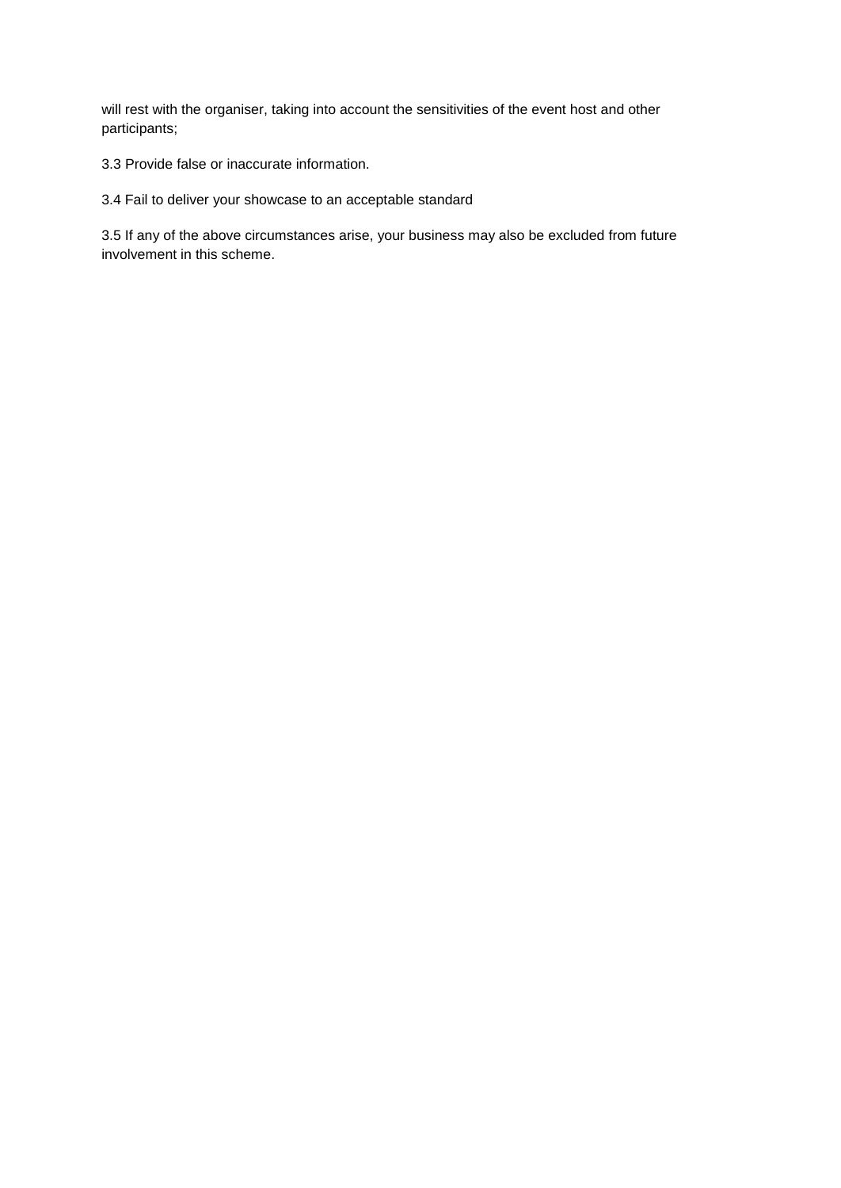will rest with the organiser, taking into account the sensitivities of the event host and other participants;

3.3 Provide false or inaccurate information.

3.4 Fail to deliver your showcase to an acceptable standard

3.5 If any of the above circumstances arise, your business may also be excluded from future involvement in this scheme.